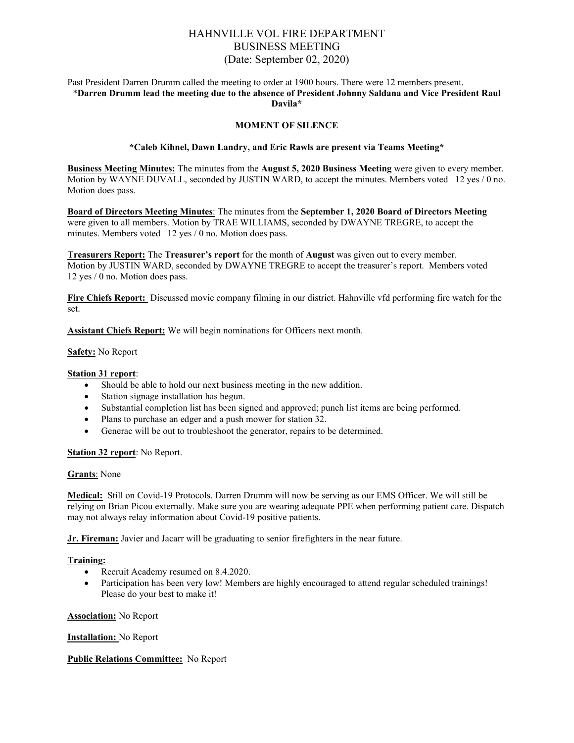# HAHNVILLE VOL FIRE DEPARTMENT
## BUSINESS MEETING
### (Date: September 02, 2020)

Past President Darren Drumm called the meeting to order at 1900 hours. There were 12 members present.

**\*Darren Drumm lead the meeting due to the absence of President Johnny Saldana and Vice President Raul Davila\***

**MOMENT OF SILENCE**

**\*Caleb Kihnel, Dawn Landry, and Eric Rawls are present via Teams Meeting\***

**Business Meeting Minutes:** The minutes from the **August 5, 2020 Business Meeting** were given to every member. Motion by WAYNE DUVALL, seconded by JUSTIN WARD, to accept the minutes. Members voted 12 yes / 0 no. Motion does pass.

**Board of Directors Meeting Minutes**: The minutes from the **September 1, 2020 Board of Directors Meeting** were given to all members. Motion by TRAE WILLIAMS, seconded by DWAYNE TREGRE, to accept the minutes. Members voted 12 yes / 0 no. Motion does pass.

**Treasurers Report:** The **Treasurer's report** for the month of **August** was given out to every member. Motion by JUSTIN WARD, seconded by DWAYNE TREGRE to accept the treasurer's report. Members voted 12 yes / 0 no. Motion does pass.

**Fire Chiefs Report:** Discussed movie company filming in our district. Hahnville vfd performing fire watch for the set.

**Assistant Chiefs Report:** We will begin nominations for Officers next month.

**Safety:** No Report

**Station 31 report**:

- Should be able to hold our next business meeting in the new addition.
- Station signage installation has begun.
- Substantial completion list has been signed and approved; punch list items are being performed.
- Plans to purchase an edger and a push mower for station 32.
- Generac will be out to troubleshoot the generator, repairs to be determined.

**Station 32 report**: No Report.

**Grants**: None

**Medical:** Still on Covid-19 Protocols. Darren Drumm will now be serving as our EMS Officer. We will still be relying on Brian Picou externally. Make sure you are wearing adequate PPE when performing patient care. Dispatch may not always relay information about Covid-19 positive patients.

**Jr. Fireman:** Javier and Jacarr will be graduating to senior firefighters in the near future.

**Training:**

- Recruit Academy resumed on 8.4.2020.
- Participation has been very low! Members are highly encouraged to attend regular scheduled trainings! Please do your best to make it!

**Association:** No Report

**Installation:** No Report

**Public Relations Committee:** No Report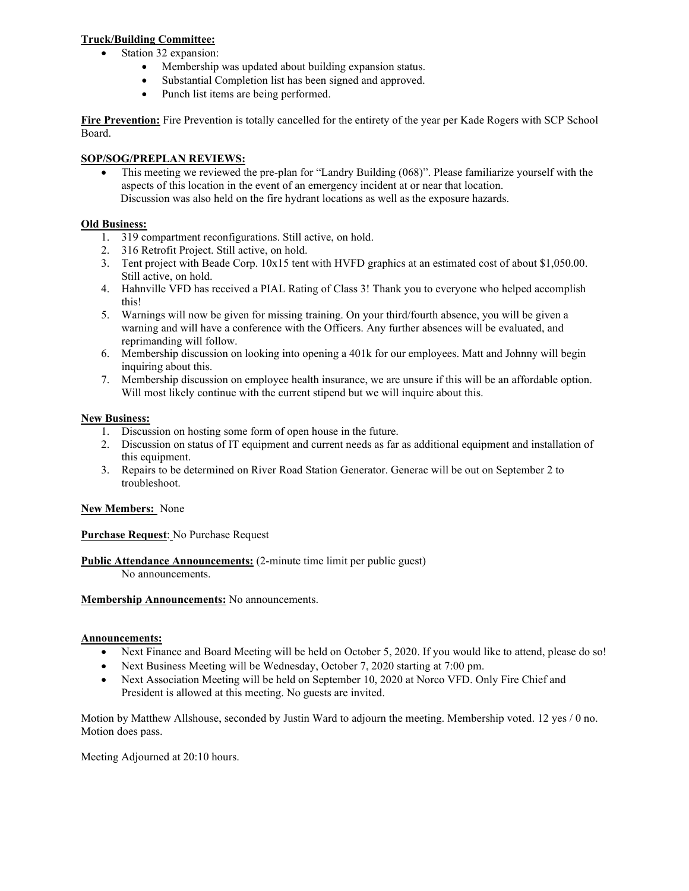**Truck/Building Committee:**

- Station 32 expansion:
  - Membership was updated about building expansion status.
  - Substantial Completion list has been signed and approved.
  - Punch list items are being performed.

**Fire Prevention:** Fire Prevention is totally cancelled for the entirety of the year per Kade Rogers with SCP School Board.

**SOP/SOG/PREPLAN REVIEWS:**

- This meeting we reviewed the pre-plan for "Landry Building (068)". Please familiarize yourself with the aspects of this location in the event of an emergency incident at or near that location.
  Discussion was also held on the fire hydrant locations as well as the exposure hazards.

**Old Business:**

1. 319 compartment reconfigurations. Still active, on hold.
2. 316 Retrofit Project. Still active, on hold.
3. Tent project with Beade Corp. 10x15 tent with HVFD graphics at an estimated cost of about $1,050.00. Still active, on hold.
4. Hahnville VFD has received a PIAL Rating of Class 3! Thank you to everyone who helped accomplish this!
5. Warnings will now be given for missing training. On your third/fourth absence, you will be given a warning and will have a conference with the Officers. Any further absences will be evaluated, and reprimanding will follow.
6. Membership discussion on looking into opening a 401k for our employees. Matt and Johnny will begin inquiring about this.
7. Membership discussion on employee health insurance, we are unsure if this will be an affordable option. Will most likely continue with the current stipend but we will inquire about this.

**New Business:**

1. Discussion on hosting some form of open house in the future.
2. Discussion on status of IT equipment and current needs as far as additional equipment and installation of this equipment.
3. Repairs to be determined on River Road Station Generator. Generac will be out on September 2 to troubleshoot.

**New Members:** None

**Purchase Request**: No Purchase Request

**Public Attendance Announcements:** (2-minute time limit per public guest)
No announcements.

**Membership Announcements:** No announcements.

**Announcements:**

- Next Finance and Board Meeting will be held on October 5, 2020. If you would like to attend, please do so!
- Next Business Meeting will be Wednesday, October 7, 2020 starting at 7:00 pm.
- Next Association Meeting will be held on September 10, 2020 at Norco VFD. Only Fire Chief and President is allowed at this meeting. No guests are invited.

Motion by Matthew Allshouse, seconded by Justin Ward to adjourn the meeting. Membership voted. 12 yes / 0 no. Motion does pass.

Meeting Adjourned at 20:10 hours.